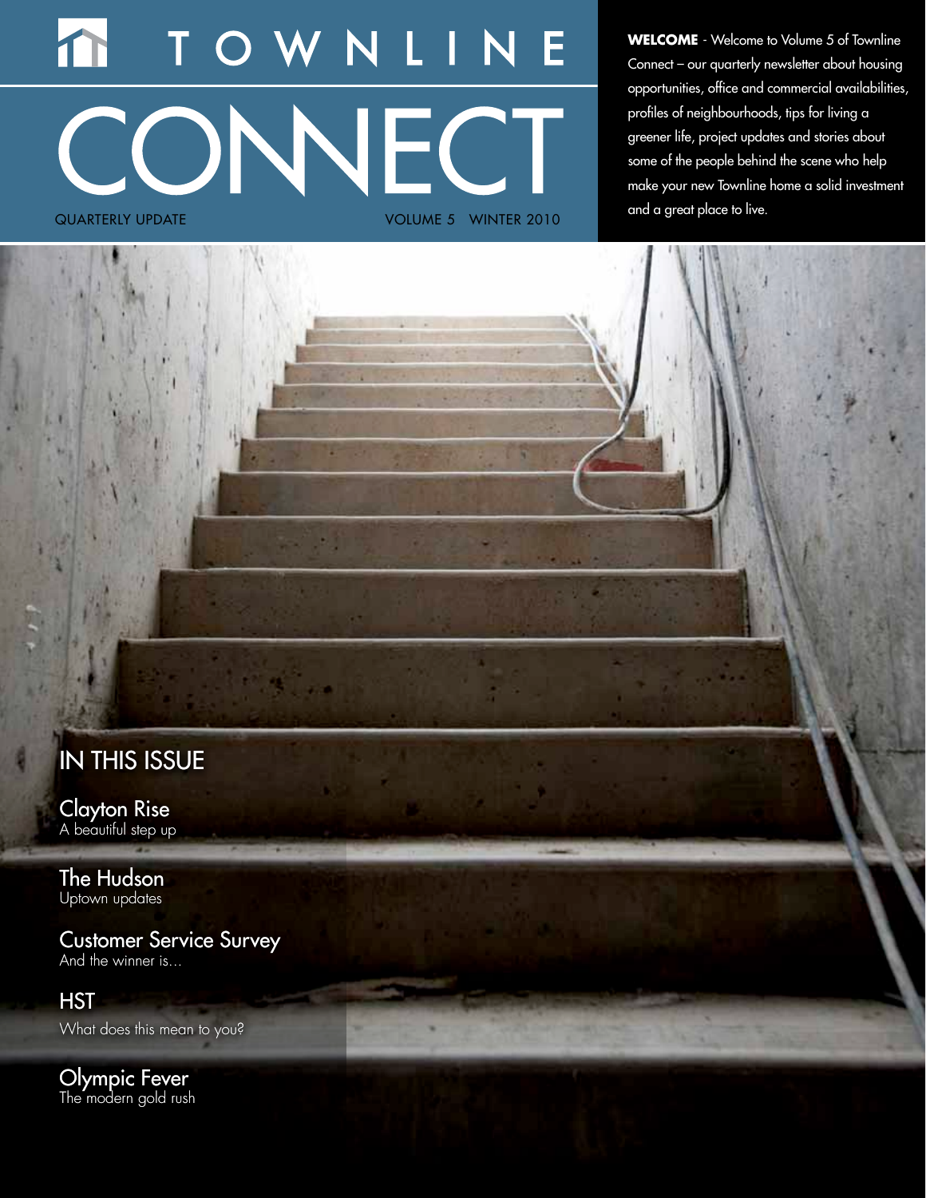# TOWNLINE CONNECT

QUARTERLY UPDATE VOLUME 5 WINTER 2010

**WELCOME** - Welcome to Volume 5 of Townline Connect – our quarterly newsletter about housing opportunities, office and commercial availabilities, profiles of neighbourhoods, tips for living a greener life, project updates and stories about some of the people behind the scene who help make your new Townline home a solid investment and a great place to live.

## IN THIS ISSUE

**Clayton Rise**
A beautiful step up

**The Hudson**
Uptown updates

**Customer Service Survey**
And the winner is...

**HST**
What does this mean to you?

**Olympic Fever**
The modern gold rush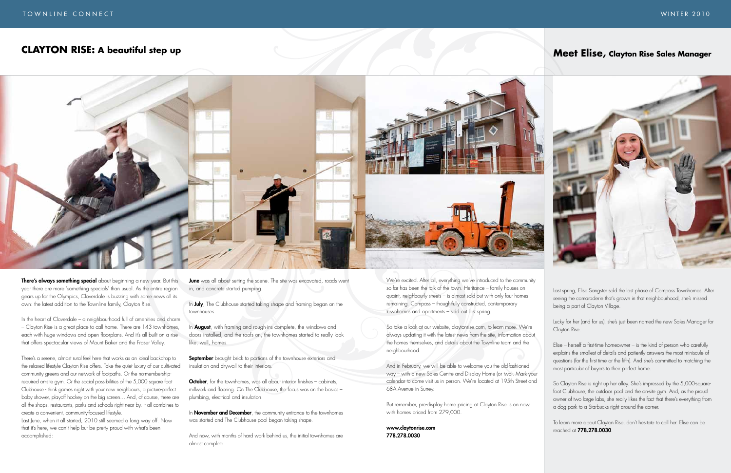## CLAYTON RISE: A beautiful step up

**There's always something special** about beginning a new year. But this year there are more 'something specials' than usual. As the entire region gears up for the Olympics, Cloverdale is buzzing with some news all its own: the latest addition to the Townline family, Clayton Rise.

In the heart of Cloverdale – a neighbourhood full of amenities and charm – Clayton Rise is a great place to call home. There are 143 townhomes, each with huge windows and open floorplans. And it's all built on a rise that offers spectacular views of Mount Baker and the Fraser Valley.

There's a serene, almost rural feel here that works as an ideal backdrop to the relaxed lifestyle Clayton Rise offers. Take the quiet luxury of our cultivated community greens and our network of footpaths. Or the no-membership-required on-site gym. Or the social possibilities of the 5,000 square foot Clubhouse - think games night with your new neighbours, a picture-perfect baby shower, playoff hockey on the big screen… And, of course, there are all the shops, restaurants, parks and schools right near by. It all combines to create a convenient, community-focused lifestyle.

Last June, when it all started, 2010 still seemed a long way off. Now that it's here, we can't help but be pretty proud with what's been accomplished:

**June** was all about setting the scene. The site was excavated, roads went in, and concrete started pumping.

In **July**, The Clubhouse started taking shape and framing began on the townhouses.

In **August**, with framing and rough-ins complete, the windows and doors installed, and the roofs on, the townhomes started to really look like, well, homes.

**September** brought brick to portions of the townhouse exteriors and insulation and drywall to their interiors.

**October**, for the townhomes, was all about interior finishes – cabinets, millwork and flooring. On The Clubhouse, the focus was on the basics – plumbing, electrical and insulation.

In **November and December**, the community entrance to the townhomes was started and The Clubhouse pool began taking shape.

And now, with months of hard work behind us, the initial townhomes are almost complete.

We're excited. After all, everything we've introduced to the community so far has been the talk of the town. Heritance – family houses on quaint, neighbourly streets – is almost sold out with only four homes remaining. Compass – thoughtfully constructed, contemporary townhomes and apartments – sold out last spring.

So take a look at our website, claytonrise.com, to learn more. We're always updating it with the latest news from the site, information about the homes themselves, and details about the Townline team and the neighbourhood.

And in February, we will be able to welcome you the old-fashioned way – with a new Sales Centre and Display Home (or two). Mark your calendar to come visit us in person. We're located at 195th Street and 68A Avenue in Surrey.

But remember, pre-display home pricing at Clayton Rise is on now, with homes priced from 279,000.

**www.claytonrise.com**
**778.278.0030**

## Meet Elise, Clayton Rise Sales Manager

Last spring, Elise Sangster sold the last phase of Compass Townhomes. After seeing the camaraderie that's grown in that neighbourhood, she's missed being a part of Clayton Village.

Lucky for her (and for us), she's just been named the new Sales Manager for Clayton Rise.

Elise – herself a first-time homeowner – is the kind of person who carefully explains the smallest of details and patiently answers the most miniscule of questions (for the first time or the fifth). And she's committed to matching the most particular of buyers to their perfect home.

So Clayton Rise is right up her alley. She's impressed by the 5,000-square-foot Clubhouse, the outdoor pool and the on-site gym. And, as the proud owner of two large labs, she really likes the fact that there's everything from a dog park to a Starbucks right around the corner.

To learn more about Clayton Rise, don't hesitate to call her. Elise can be reached at **778.278.0030**.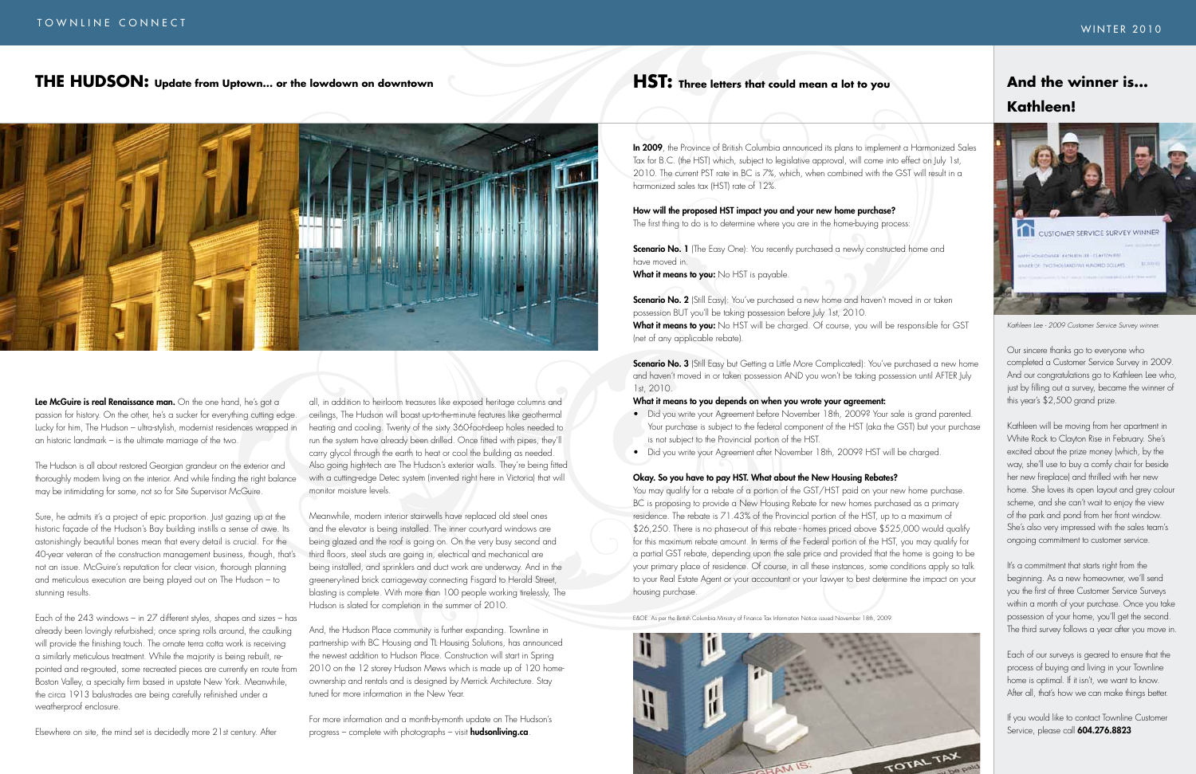## THE HUDSON: Update from Uptown... or the lowdown on downtown

**Lee McGuire is real Renaissance man.** On the one hand, he's got a passion for history. On the other, he's a sucker for everything cutting edge. Lucky for him, The Hudson – ultra-stylish, modern residences wrapped in an historic landmark – is the ultimate marriage of the two.

The Hudson is all about restored Georgian grandeur on the exterior and thoroughly modern living on the interior. And while finding the right balance may be intimidating for some, not so for Site Supervisor McGuire.

Sure, he admits it's a project of epic proportion. Just gazing up at the historic façade of the Hudson's Bay building instills a sense of awe. Its astonishingly beautiful bones mean that every detail is crucial. For the 40-year veteran of the construction management business, though, that's not an issue. McGuire's reputation for clear vision, thorough planning and meticulous execution are being played out on The Hudson – to stunning results.

Each of the 243 windows – in 27 different styles, shapes and sizes – has already been lovingly refurbished; once spring rolls around, the caulking will provide the finishing touch. The ornate terra cotta work is receiving a similarly meticulous treatment. While the majority is being rebuilt, re-pointed and re-grouted, some recreated pieces are currently en route from Boston Valley, a specialty firm based in upstate New York. Meanwhile, the circa 1913 balustrades are being carefully refinished under a weatherproof enclosure.

Elsewhere on site, the mind set is decidedly more 21st century. After all, in addition to heirloom treasures like exposed heritage columns and ceilings, The Hudson will boast up-to-the-minute features like geothermal heating and cooling. Twenty of the sixty 360-foot-deep holes needed to run the system have already been drilled. Once fitted with pipes, they'll carry glycol through the earth to heat or cool the building as needed. Also going high-tech are The Hudson's exterior walls. They're being fitted with a cutting-edge Detec system (invented right here in Victoria) that will monitor moisture levels.

Meanwhile, modern interior stairwells have replaced old steel ones and the elevator is being installed. The inner courtyard windows are being glazed and the roof is going on. On the very busy second and third floors, steel studs are going in, electrical and mechanical are being installed, and sprinklers and duct work are underway. And in the greenery-lined brick carriageway connecting Fisgard to Herald Street, blasting is complete. With more than 100 people working tirelessly, The Hudson is slated for completion in the summer of 2010.

And, the Hudson Place community is further expanding. Townline in partnership with BC Housing and TL Housing Solutions, has announced the newest addition to Hudson Place. Construction will start in Spring 2010 on the 12 storey Hudson Mews which is made up of 120 home-ownership and rentals and is designed by Merrick Architecture. Stay tuned for more information in the New Year.

For more information and a month-by-month update on The Hudson's progress – complete with photographs – visit **hudsonliving.ca**.

## HST: Three letters that could mean a lot to you

**In 2009**, the Province of British Columbia announced its plans to implement a Harmonized Sales Tax for B.C. (the HST) which, subject to legislative approval, will come into effect on July 1st, 2010. The current PST rate in BC is 7%, which, when combined with the GST will result in a harmonized sales tax (HST) rate of 12%.

**How will the proposed HST impact you and your new home purchase?**
The first thing to do is to determine where you are in the home-buying process:

**Scenario No. 1** (The Easy One): You recently purchased a newly constructed home and have moved in.
**What it means to you:** No HST is payable.

**Scenario No. 2** (Still Easy): You've purchased a new home and haven't moved in or taken possession BUT you'll be taking possession before July 1st, 2010.
**What it means to you:** No HST will be charged. Of course, you will be responsible for GST (net of any applicable rebate).

**Scenario No. 3** (Still Easy but Getting a Little More Complicated): You've purchased a new home and haven't moved in or taken possession AND you won't be taking possession until AFTER July 1st, 2010.
**What it means to you depends on when you wrote your agreement:**

- Did you write your Agreement before November 18th, 2009? Your sale is grand parented. Your purchase is subject to the federal component of the HST (aka the GST) but your purchase is not subject to the Provincial portion of the HST.
- Did you write your Agreement after November 18th, 2009? HST will be charged.

**Okay. So you have to pay HST. What about the New Housing Rebates?**
You may qualify for a rebate of a portion of the GST/HST paid on your new home purchase. BC is proposing to provide a New Housing Rebate for new homes purchased as a primary residence. The rebate is 71.43% of the Provincial portion of the HST, up to a maximum of $26,250. There is no phase-out of this rebate - homes priced above $525,000 would qualify for this maximum rebate amount. In terms of the Federal portion of the HST, you may qualify for a partial GST rebate, depending upon the sale price and provided that the home is going to be your primary place of residence. Of course, in all these instances, some conditions apply so talk to your Real Estate Agent or your accountant or your lawyer to best determine the impact on your housing purchase.

E&OE. As per the British Columbia Ministry of Finance Tax Information Notice issued November 18th, 2009

## And the winner is... Kathleen!

*Kathleen Lee - 2009 Customer Service Survey winner.*

Our sincere thanks go to everyone who completed a Customer Service Survey in 2009. And our congratulations go to Kathleen Lee who, just by filling out a survey, became the winner of this year's $2,500 grand prize.

Kathleen will be moving from her apartment in White Rock to Clayton Rise in February. She's excited about the prize money (which, by the way, she'll use to buy a comfy chair for beside her new fireplace) and thrilled with her new home. She loves its open layout and grey colour scheme, and she can't wait to enjoy the view of the park and pond from her front window. She's also very impressed with the sales team's ongoing commitment to customer service.

It's a commitment that starts right from the beginning. As a new homeowner, we'll send you the first of three Customer Service Surveys within a month of your purchase. Once you take possession of your home, you'll get the second. The third survey follows a year after you move in.

Each of our surveys is geared to ensure that the process of buying and living in your Townline home is optimal. If it isn't, we want to know. After all, that's how we can make things better.

If you would like to contact Townline Customer Service, please call **604.276.8823**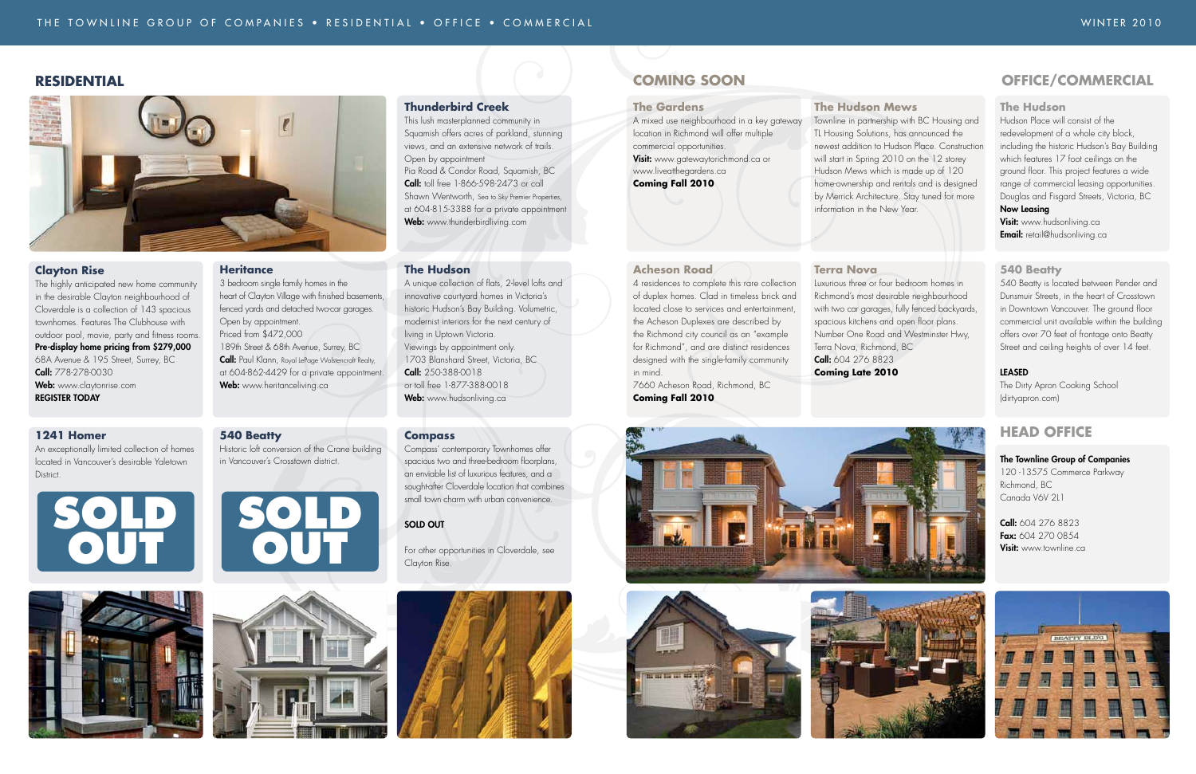## RESIDENTIAL

### Thunderbird Creek

This lush masterplanned community in Squamish offers acres of parkland, stunning views, and an extensive network of trails.
Open by appointment
Pia Road & Condor Road, Squamish, BC
**Call:** toll free 1-866-598-2473 or call Shawn Wentworth, Sea to Sky Premier Properties, at 604-815-3388 for a private appointment
**Web:** www.thunderbirdliving.com

### Clayton Rise

The highly anticipated new home community in the desirable Clayton neighbourhood of Cloverdale is a collection of 143 spacious townhomes. Features The Clubhouse with outdoor pool, movie, party and fitness rooms.
**Pre-display home pricing from $279,000**
68A Avenue & 195 Street, Surrey, BC
**Call:** 778-278-0030
**Web:** www.claytonrise.com
**REGISTER TODAY**

### Heritance

3 bedroom single family homes in the heart of Clayton Village with finished basements, fenced yards and detached two-car garages.
Open by appointment.
Priced from $472,000
189th Street & 68th Avenue, Surrey, BC
**Call:** Paul Klann, Royal LePage Wolstencroft Realty, at 604-862-4429 for a private appointment.
**Web:** www.heritanceliving.ca

### The Hudson

A unique collection of flats, 2-level lofts and innovative courtyard homes in Victoria's historic Hudson's Bay Building. Volumetric, modernist interiors for the next century of living in Uptown Victoria.
Viewings by appointment only.
1703 Blanshard Street, Victoria, BC
**Call:** 250-388-0018
or toll free 1-877-388-0018
**Web:** www.hudsonliving.ca

### 1241 Homer

An exceptionally limited collection of homes located in Vancouver's desirable Yaletown District.

SOLD OUT

### 540 Beatty

Historic loft conversion of the Crane building in Vancouver's Crosstown district.

SOLD OUT

### Compass

Compass' contemporary Townhomes offer spacious two and three-bedroom floorplans, an enviable list of luxurious features, and a soughtafter Cloverdale location that combines small town charm with urban convenience.

SOLD OUT

For other opportunities in Cloverdale, see Clayton Rise.

## COMING SOON

### The Gardens

A mixed use neighbourhood in a key gateway location in Richmond will offer multiple commercial opportunities.
**Visit:** www.gatewaytorichmond.ca or www.liveatthegardens.ca
**Coming Fall 2010**

### The Hudson Mews

Townline in partnership with BC Housing and TL Housing Solutions, has announced the newest addition to Hudson Place. Construction will start in Spring 2010 on the 12 storey Hudson Mews which is made up of 120 home-ownership and rentals and is designed by Merrick Architecture. Stay tuned for more information in the New Year.

### Acheson Road

4 residences to complete this rare collection of duplex homes. Clad in timeless brick and located close to services and entertainment, the Acheson Duplexes are described by the Richmond city council as an "example for Richmond", and are distinct residences designed with the single-family community in mind.
7660 Acheson Road, Richmond, BC
**Coming Fall 2010**

### Terra Nova

Luxurious three or four bedroom homes in Richmond's most desirable neighbourhood with two car garages, fully fenced backyards, spacious kitchens and open floor plans.
Number One Road and Westminster Hwy,
Terra Nova, Richmond, BC
**Call:** 604 276 8823
**Coming Late 2010**

## OFFICE/COMMERCIAL

### The Hudson

Hudson Place will consist of the redevelopment of a whole city block, including the historic Hudson's Bay Building which features 17 foot ceilings on the ground floor. This project features a wide range of commercial leasing opportunities.
Douglas and Fisgard Streets, Victoria, BC
**Now Leasing**
**Visit:** www.hudsonliving.ca
**Email:** retail@hudsonliving.ca

### 540 Beatty

540 Beatty is located between Pender and Dunsmuir Streets, in the heart of Crosstown in Downtown Vancouver. The ground floor commercial unit available within the building offers over 70 feet of frontage onto Beatty Street and ceiling heights of over 14 feet.

**LEASED**
The Dirty Apron Cooking School (dirtyapron.com)

## HEAD OFFICE

**The Townline Group of Companies**
120 -13575 Commerce Parkway
Richmond, BC
Canada V6V 2L1

**Call:** 604 276 8823
**Fax:** 604 270 0854
**Visit:** www.townline.ca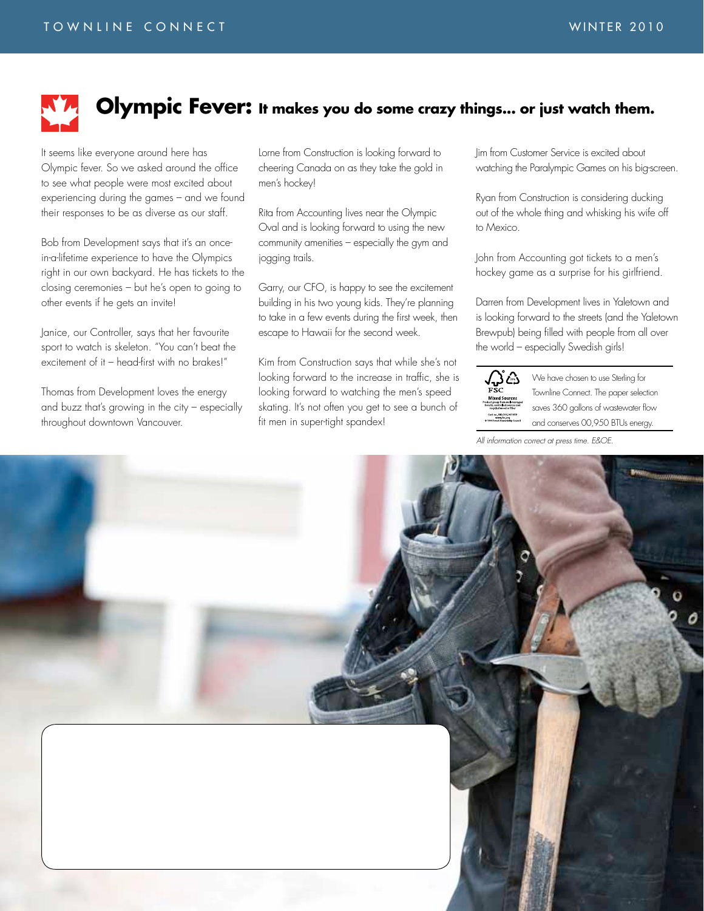# Olympic Fever: It makes you do some crazy things... or just watch them.

It seems like everyone around here has Olympic fever. So we asked around the office to see what people were most excited about experiencing during the games – and we found their responses to be as diverse as our staff.

Bob from Development says that it's an once-in-a-lifetime experience to have the Olympics right in our own backyard. He has tickets to the closing ceremonies – but he's open to going to other events if he gets an invite!

Janice, our Controller, says that her favourite sport to watch is skeleton. "You can't beat the excitement of it – head-first with no brakes!"

Thomas from Development loves the energy and buzz that's growing in the city – especially throughout downtown Vancouver.

Lorne from Construction is looking forward to cheering Canada on as they take the gold in men's hockey!

Rita from Accounting lives near the Olympic Oval and is looking forward to using the new community amenities – especially the gym and jogging trails.

Garry, our CFO, is happy to see the excitement building in his two young kids. They're planning to take in a few events during the first week, then escape to Hawaii for the second week.

Kim from Construction says that while she's not looking forward to the increase in traffic, she is looking forward to watching the men's speed skating. It's not often you get to see a bunch of fit men in super-tight spandex!

Jim from Customer Service is excited about watching the Paralympic Games on his big-screen.

Ryan from Construction is considering ducking out of the whole thing and whisking his wife off to Mexico.

John from Accounting got tickets to a men's hockey game as a surprise for his girlfriend.

Darren from Development lives in Yaletown and is looking forward to the streets (and the Yaletown Brewpub) being filled with people from all over the world – especially Swedish girls!

FSC Mixed Sources

We have chosen to use Sterling for Townline Connect. The paper selection saves 360 gallons of wastewater flow and conserves 00,950 BTUs energy.

*All information correct at press time. E&OE.*